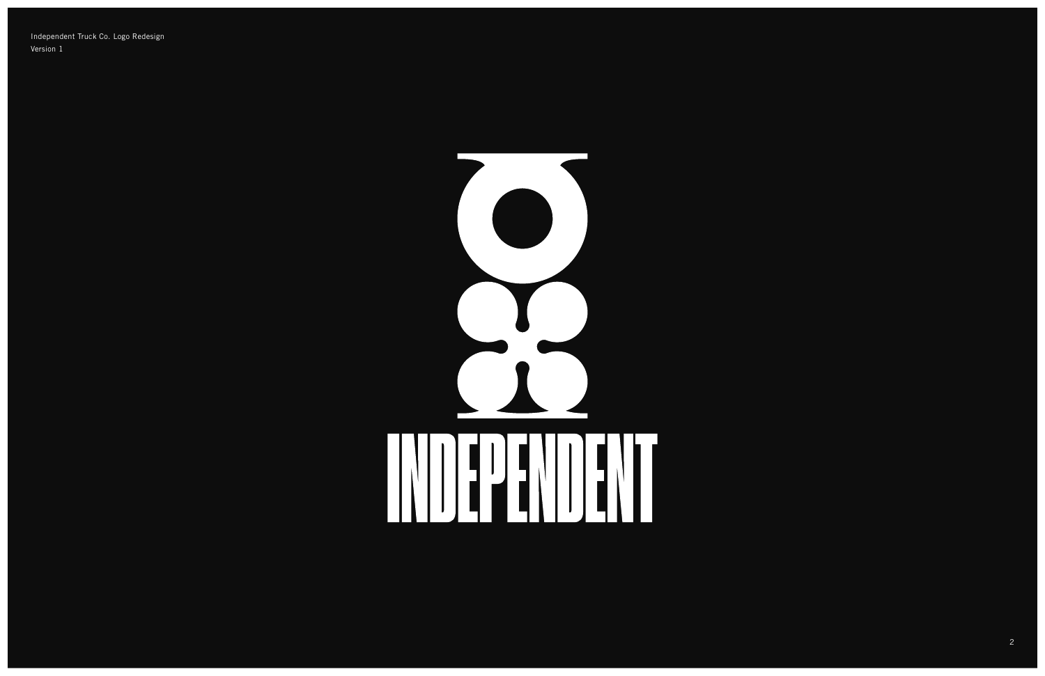Independent Truck Co. Logo Redesign
Version 1

INDEPENDENT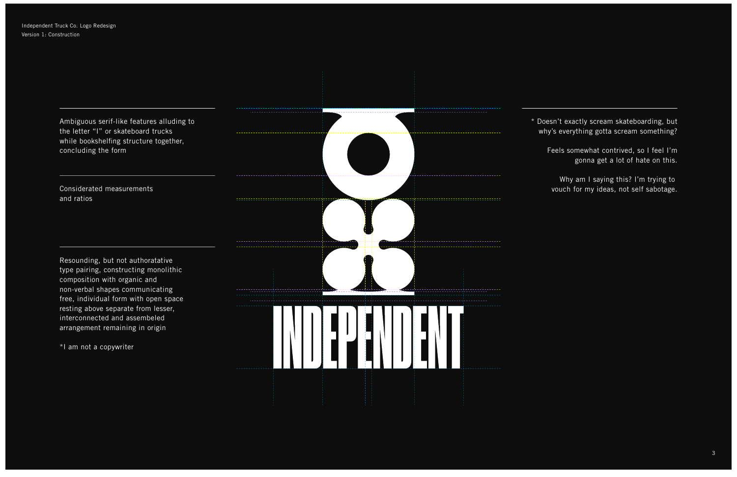Independent Truck Co. Logo Redesign
Version 1: Construction

Ambiguous serif-like features alluding to the letter "I" or skateboard trucks while bookshelfing structure together, concluding the form

Considerated measurements and ratios

Resounding, but not authoratative type pairing, constructing monolithic composition with organic and non-verbal shapes communicating free, individual form with open space resting above separate from lesser, interconnected and assembeled arrangement remaining in origin

*I am not a copywriter

INDEPENDENT

* Doesn't exactly scream skateboarding, but why's everything gotta scream something?

Feels somewhat contrived, so I feel I'm gonna get a lot of hate on this.

Why am I saying this? I'm trying to vouch for my ideas, not self sabotage.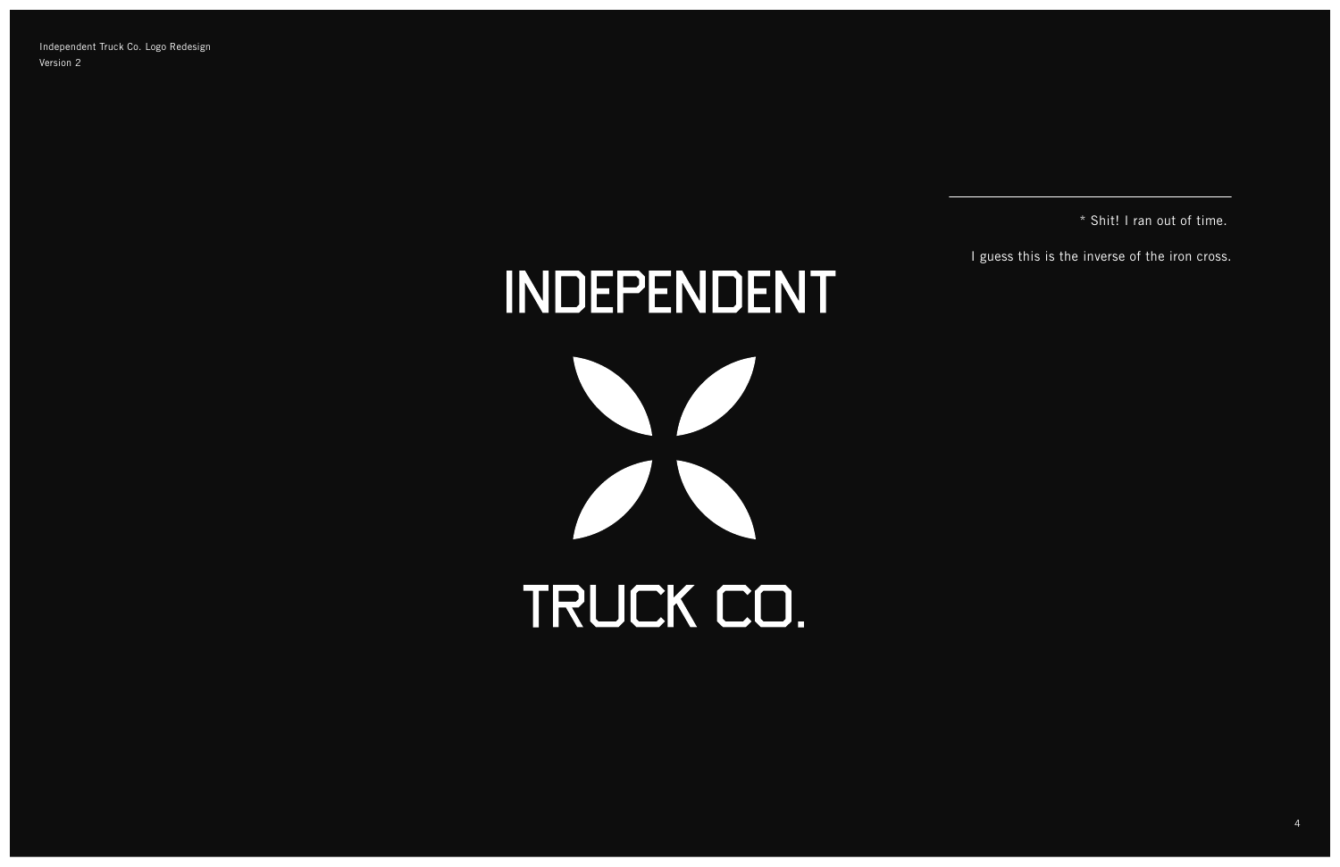Independent Truck Co. Logo Redesign
Version 2

INDEPENDENT

TRUCK CO.

---

* Shit! I ran out of time.

I guess this is the inverse of the iron cross.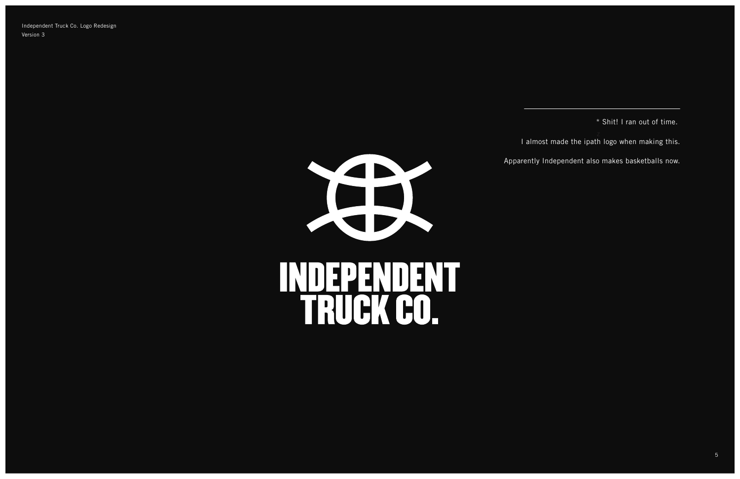Independent Truck Co. Logo Redesign
Version 3

INDEPENDENT
TRUCK CO.

* Shit! I ran out of time.

I almost made the ipath logo when making this.

Apparently Independent also makes basketballs now.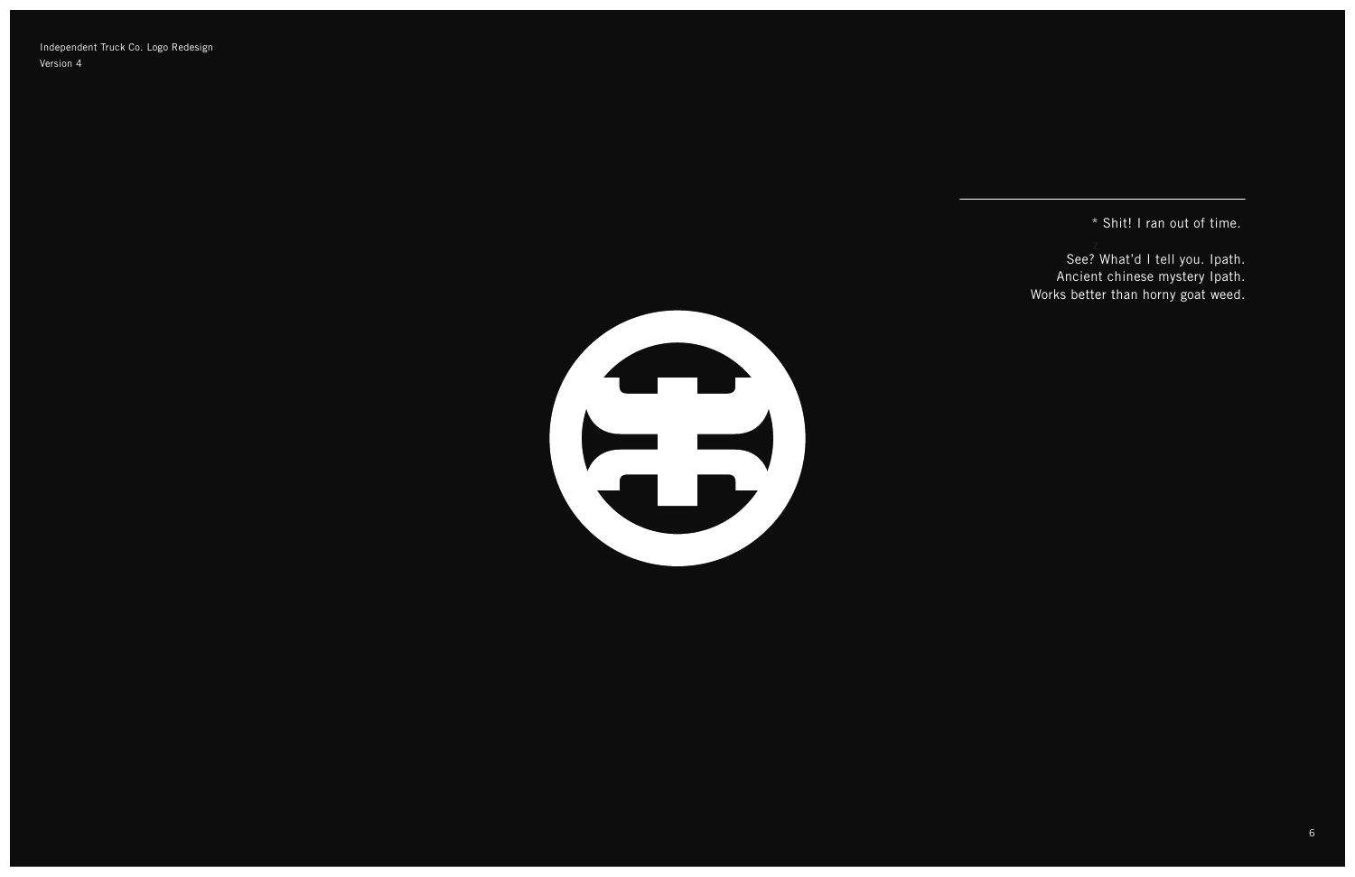Independent Truck Co. Logo Redesign
Version 4

* Shit! I ran out of time.

See? What'd I tell you. Ipath.
Ancient chinese mystery Ipath.
Works better than horny goat weed.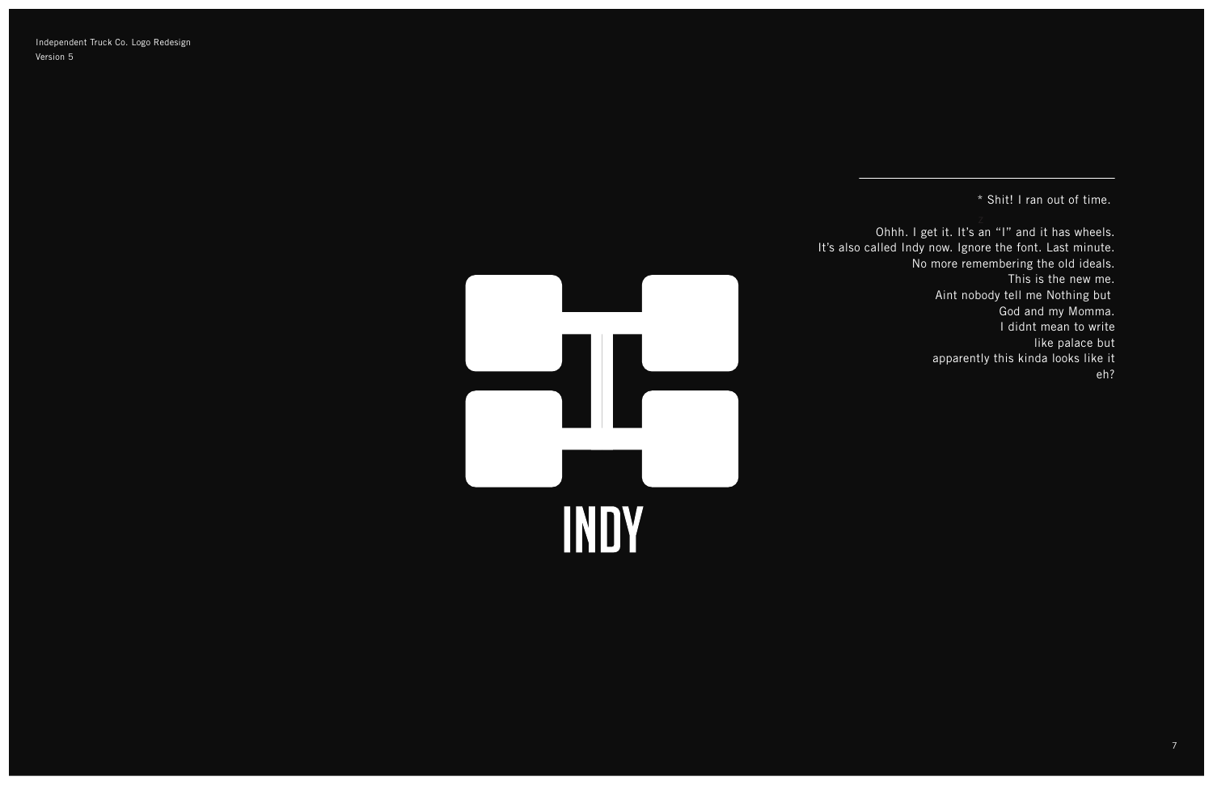Independent Truck Co. Logo Redesign
Version 5

INDY

* Shit! I ran out of time.

Ohhh. I get it. It's an "I" and it has wheels.
It's also called Indy now. Ignore the font. Last minute.
No more remembering the old ideals.
This is the new me.
Aint nobody tell me Nothing but
God and my Momma.
I didnt mean to write
like palace but
apparently this kinda looks like it
eh?